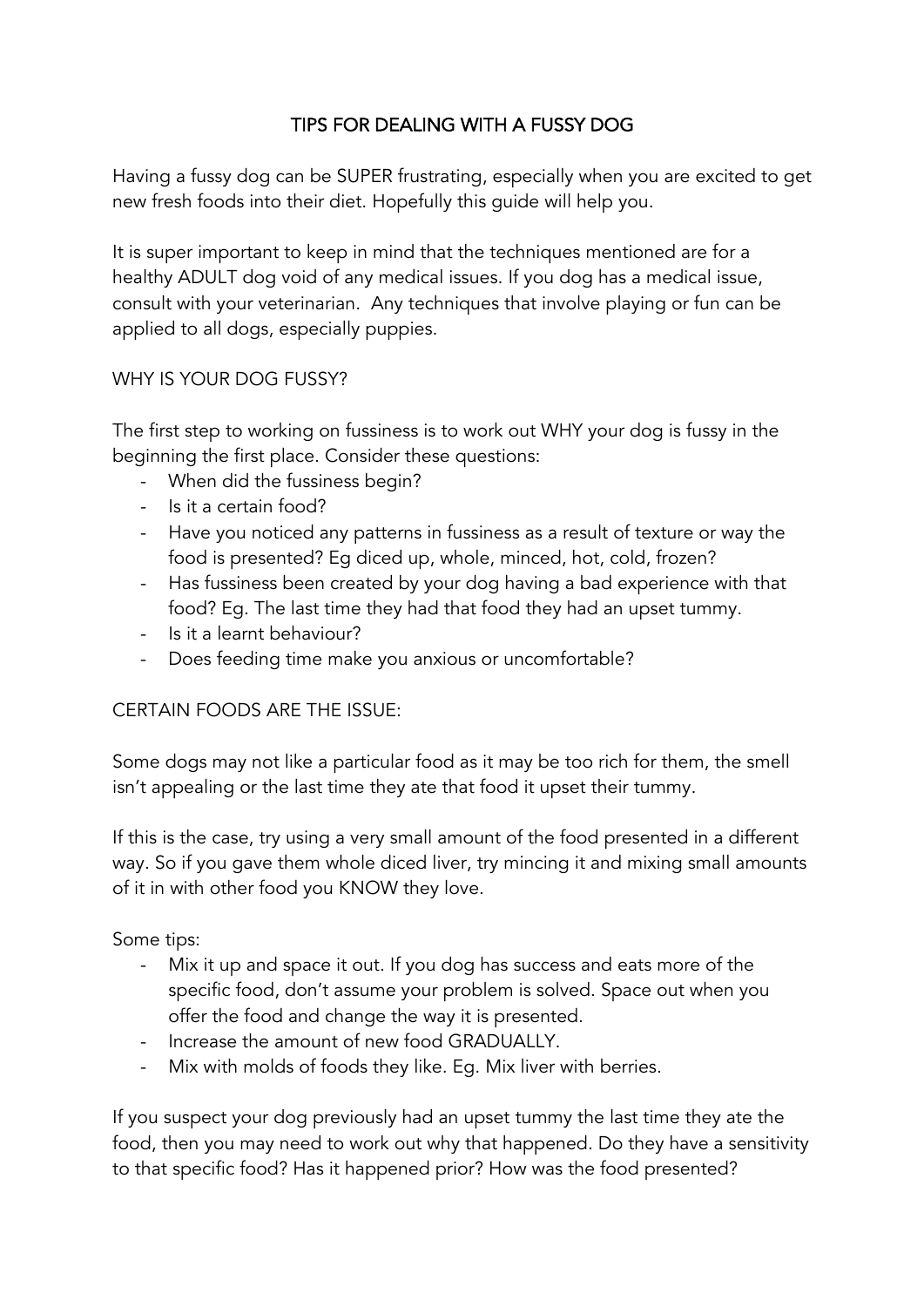# TIPS FOR DEALING WITH A FUSSY DOG

Having a fussy dog can be SUPER frustrating, especially when you are excited to get new fresh foods into their diet. Hopefully this guide will help you.

It is super important to keep in mind that the techniques mentioned are for a healthy ADULT dog void of any medical issues. If you dog has a medical issue, consult with your veterinarian. Any techniques that involve playing or fun can be applied to all dogs, especially puppies.

## WHY IS YOUR DOG FUSSY?

The first step to working on fussiness is to work out WHY your dog is fussy in the beginning the first place. Consider these questions:

- When did the fussiness begin?
- Is it a certain food?
- Have you noticed any patterns in fussiness as a result of texture or way the food is presented? Eg diced up, whole, minced, hot, cold, frozen?
- Has fussiness been created by your dog having a bad experience with that food? Eg. The last time they had that food they had an upset tummy.
- Is it a learnt behaviour?
- Does feeding time make you anxious or uncomfortable?

## CERTAIN FOODS ARE THE ISSUE:

Some dogs may not like a particular food as it may be too rich for them, the smell isn't appealing or the last time they ate that food it upset their tummy.

If this is the case, try using a very small amount of the food presented in a different way. So if you gave them whole diced liver, try mincing it and mixing small amounts of it in with other food you KNOW they love.

Some tips:

- Mix it up and space it out. If you dog has success and eats more of the specific food, don't assume your problem is solved. Space out when you offer the food and change the way it is presented.
- Increase the amount of new food GRADUALLY.
- Mix with molds of foods they like. Eg. Mix liver with berries.

If you suspect your dog previously had an upset tummy the last time they ate the food, then you may need to work out why that happened. Do they have a sensitivity to that specific food? Has it happened prior? How was the food presented?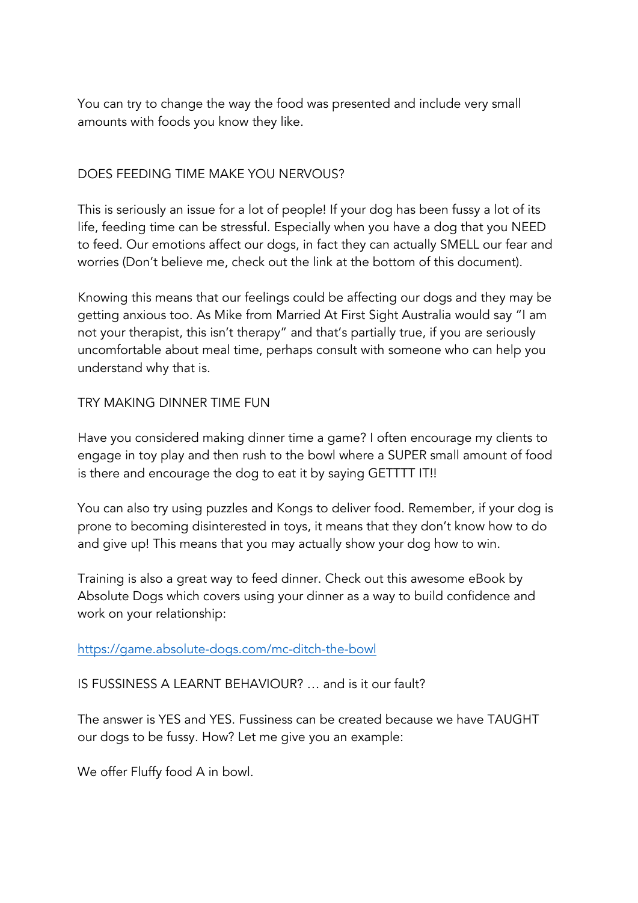You can try to change the way the food was presented and include very small amounts with foods you know they like.

## DOES FEEDING TIME MAKE YOU NERVOUS?

This is seriously an issue for a lot of people! If your dog has been fussy a lot of its life, feeding time can be stressful. Especially when you have a dog that you NEED to feed. Our emotions affect our dogs, in fact they can actually SMELL our fear and worries (Don't believe me, check out the link at the bottom of this document).

Knowing this means that our feelings could be affecting our dogs and they may be getting anxious too. As Mike from Married At First Sight Australia would say "I am not your therapist, this isn't therapy" and that's partially true, if you are seriously uncomfortable about meal time, perhaps consult with someone who can help you understand why that is.

## TRY MAKING DINNER TIME FUN

Have you considered making dinner time a game? I often encourage my clients to engage in toy play and then rush to the bowl where a SUPER small amount of food is there and encourage the dog to eat it by saying GETTTT IT!!

You can also try using puzzles and Kongs to deliver food. Remember, if your dog is prone to becoming disinterested in toys, it means that they don't know how to do and give up! This means that you may actually show your dog how to win.

Training is also a great way to feed dinner. Check out this awesome eBook by Absolute Dogs which covers using your dinner as a way to build confidence and work on your relationship:

[https://game.absolute-dogs.com/mc-ditch-the-bowl](https://game.absolute-dogs.com/mc-ditch-the-bowl)

## IS FUSSINESS A LEARNT BEHAVIOUR? … and is it our fault?

The answer is YES and YES. Fussiness can be created because we have TAUGHT our dogs to be fussy. How? Let me give you an example:

We offer Fluffy food A in bowl.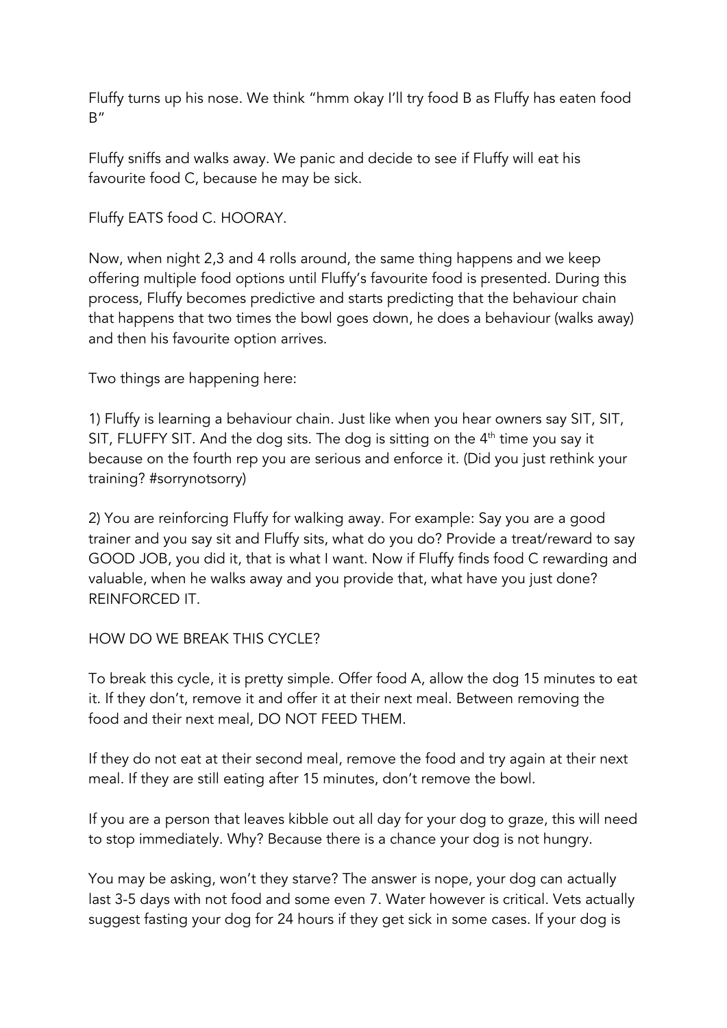Fluffy turns up his nose. We think "hmm okay I'll try food B as Fluffy has eaten food B"

Fluffy sniffs and walks away. We panic and decide to see if Fluffy will eat his favourite food C, because he may be sick.

Fluffy EATS food C. HOORAY.

Now, when night 2,3 and 4 rolls around, the same thing happens and we keep offering multiple food options until Fluffy's favourite food is presented. During this process, Fluffy becomes predictive and starts predicting that the behaviour chain that happens that two times the bowl goes down, he does a behaviour (walks away) and then his favourite option arrives.

Two things are happening here:

1) Fluffy is learning a behaviour chain. Just like when you hear owners say SIT, SIT, SIT, FLUFFY SIT. And the dog sits. The dog is sitting on the 4th time you say it because on the fourth rep you are serious and enforce it. (Did you just rethink your training? #sorrynotsorry)

2) You are reinforcing Fluffy for walking away. For example: Say you are a good trainer and you say sit and Fluffy sits, what do you do? Provide a treat/reward to say GOOD JOB, you did it, that is what I want. Now if Fluffy finds food C rewarding and valuable, when he walks away and you provide that, what have you just done? REINFORCED IT.

HOW DO WE BREAK THIS CYCLE?

To break this cycle, it is pretty simple. Offer food A, allow the dog 15 minutes to eat it. If they don't, remove it and offer it at their next meal. Between removing the food and their next meal, DO NOT FEED THEM.

If they do not eat at their second meal, remove the food and try again at their next meal. If they are still eating after 15 minutes, don't remove the bowl.

If you are a person that leaves kibble out all day for your dog to graze, this will need to stop immediately. Why? Because there is a chance your dog is not hungry.

You may be asking, won't they starve? The answer is nope, your dog can actually last 3-5 days with not food and some even 7. Water however is critical. Vets actually suggest fasting your dog for 24 hours if they get sick in some cases. If your dog is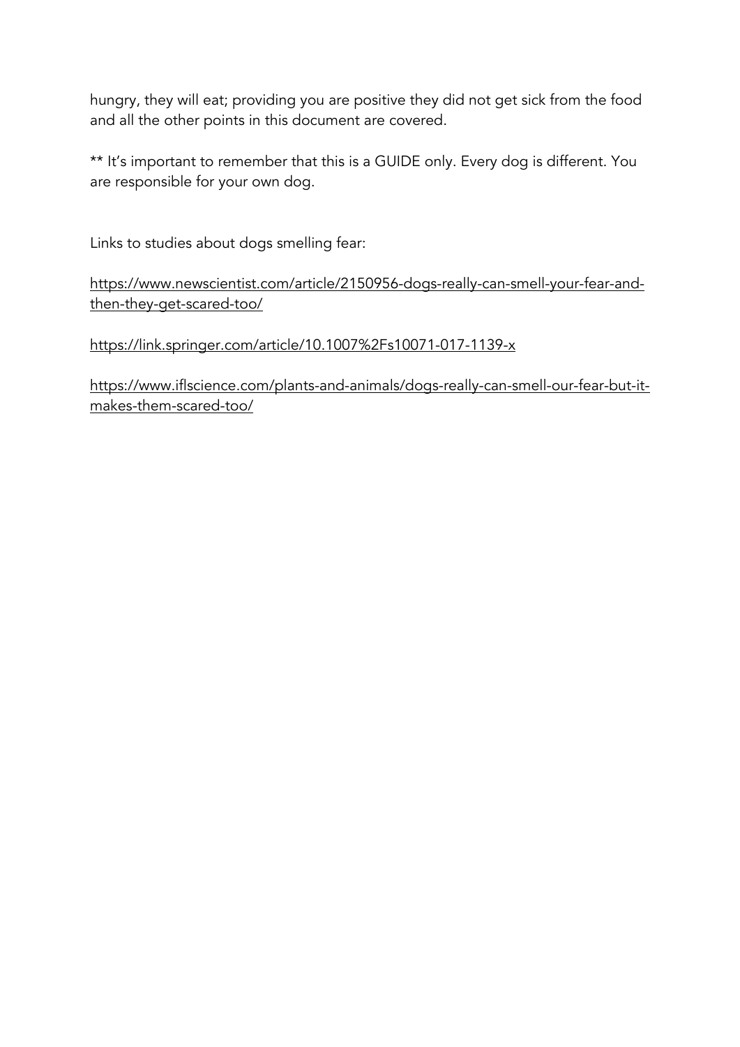hungry, they will eat; providing you are positive they did not get sick from the food and all the other points in this document are covered.

** It's important to remember that this is a GUIDE only. Every dog is different. You are responsible for your own dog.

Links to studies about dogs smelling fear:

https://www.newscientist.com/article/2150956-dogs-really-can-smell-your-fear-and-then-they-get-scared-too/

https://link.springer.com/article/10.1007%2Fs10071-017-1139-x

https://www.iflscience.com/plants-and-animals/dogs-really-can-smell-our-fear-but-it-makes-them-scared-too/